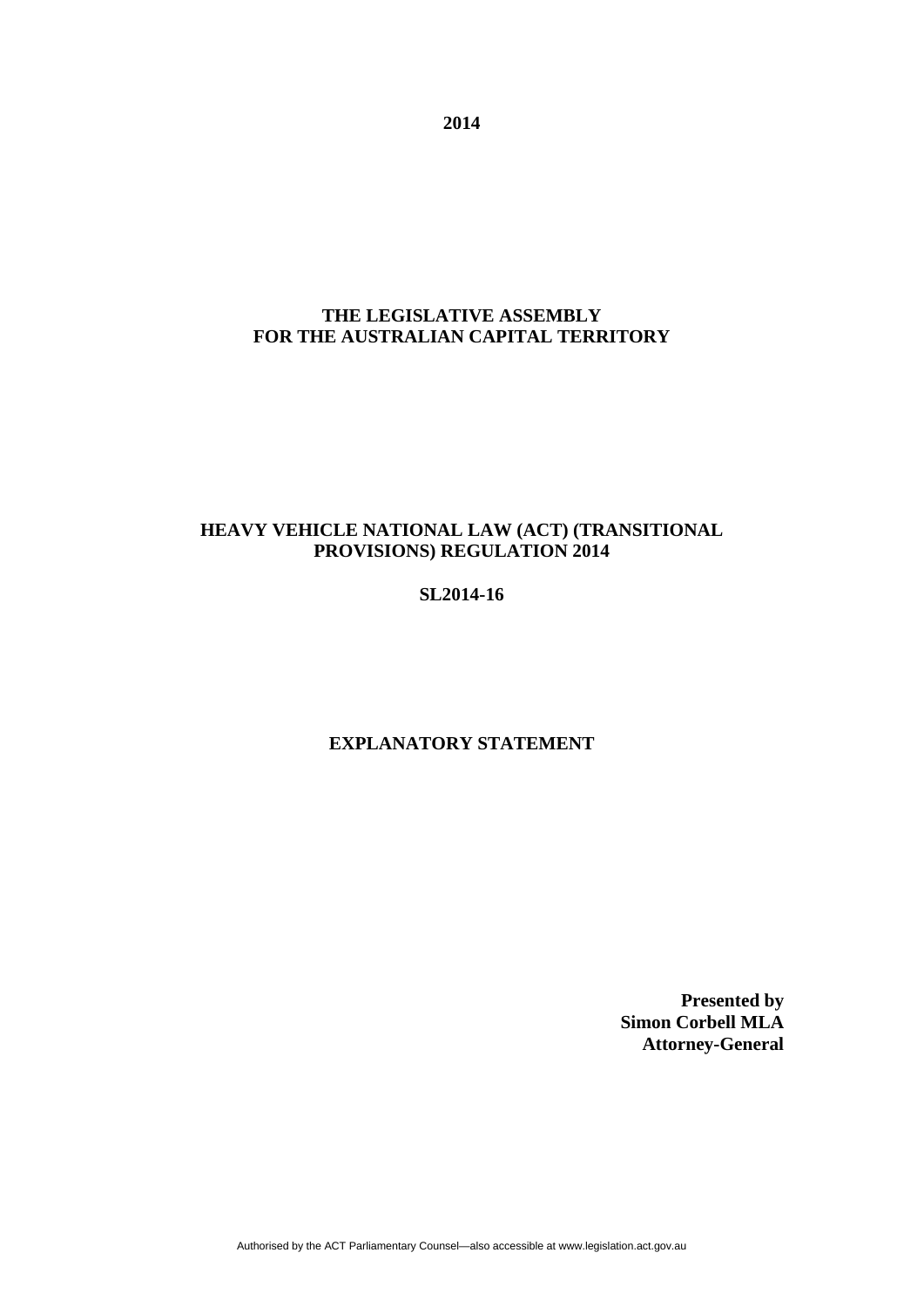**2014**

# THE LEGISLATIVE ASSEMBLY FOR THE AUSTRALIAN CAPITAL TERRITORY

## HEAVY VEHICLE NATIONAL LAW (ACT) (TRANSITIONAL PROVISIONS) REGULATION 2014

**SL2014-16**

## EXPLANATORY STATEMENT

**Presented by**
**Simon Corbell MLA**
**Attorney-General**

Authorised by the ACT Parliamentary Counsel—also accessible at www.legislation.act.gov.au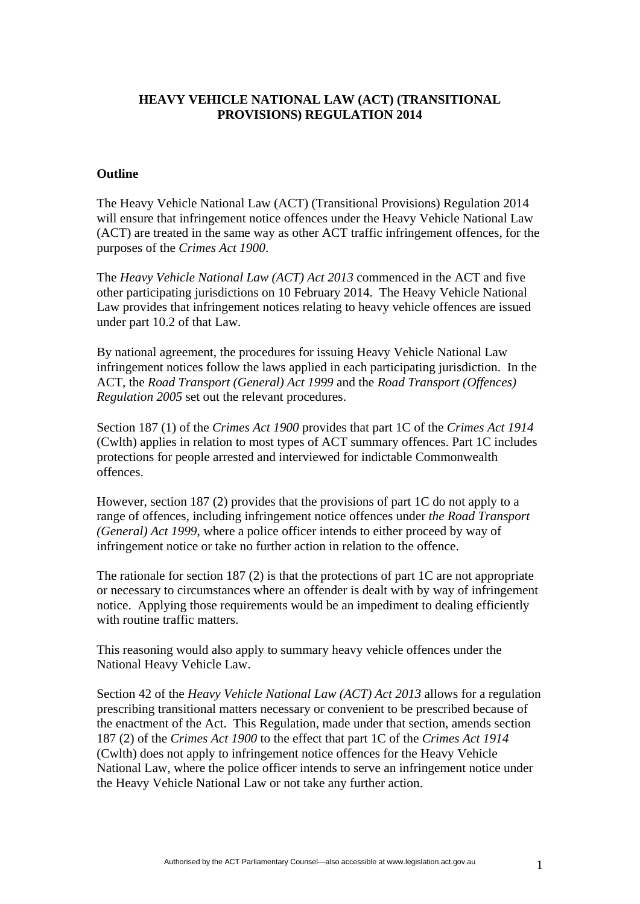**HEAVY VEHICLE NATIONAL LAW (ACT) (TRANSITIONAL PROVISIONS) REGULATION 2014**

**Outline**

The Heavy Vehicle National Law (ACT) (Transitional Provisions) Regulation 2014 will ensure that infringement notice offences under the Heavy Vehicle National Law (ACT) are treated in the same way as other ACT traffic infringement offences, for the purposes of the *Crimes Act 1900*.

The *Heavy Vehicle National Law (ACT) Act 2013* commenced in the ACT and five other participating jurisdictions on 10 February 2014. The Heavy Vehicle National Law provides that infringement notices relating to heavy vehicle offences are issued under part 10.2 of that Law.

By national agreement, the procedures for issuing Heavy Vehicle National Law infringement notices follow the laws applied in each participating jurisdiction. In the ACT, the *Road Transport (General) Act 1999* and the *Road Transport (Offences) Regulation 2005* set out the relevant procedures.

Section 187 (1) of the *Crimes Act 1900* provides that part 1C of the *Crimes Act 1914* (Cwlth) applies in relation to most types of ACT summary offences. Part 1C includes protections for people arrested and interviewed for indictable Commonwealth offences.

However, section 187 (2) provides that the provisions of part 1C do not apply to a range of offences, including infringement notice offences under *the Road Transport (General) Act 1999*, where a police officer intends to either proceed by way of infringement notice or take no further action in relation to the offence.

The rationale for section 187 (2) is that the protections of part 1C are not appropriate or necessary to circumstances where an offender is dealt with by way of infringement notice. Applying those requirements would be an impediment to dealing efficiently with routine traffic matters.

This reasoning would also apply to summary heavy vehicle offences under the National Heavy Vehicle Law.

Section 42 of the *Heavy Vehicle National Law (ACT) Act 2013* allows for a regulation prescribing transitional matters necessary or convenient to be prescribed because of the enactment of the Act. This Regulation, made under that section, amends section 187 (2) of the *Crimes Act 1900* to the effect that part 1C of the *Crimes Act 1914* (Cwlth) does not apply to infringement notice offences for the Heavy Vehicle National Law, where the police officer intends to serve an infringement notice under the Heavy Vehicle National Law or not take any further action.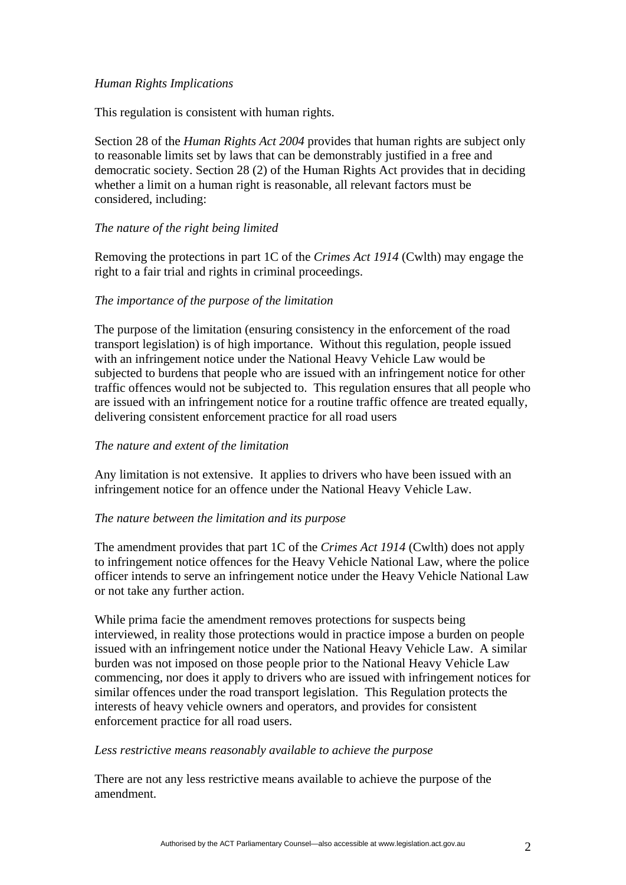*Human Rights Implications*

This regulation is consistent with human rights.

Section 28 of the *Human Rights Act 2004* provides that human rights are subject only to reasonable limits set by laws that can be demonstrably justified in a free and democratic society. Section 28 (2) of the Human Rights Act provides that in deciding whether a limit on a human right is reasonable, all relevant factors must be considered, including:

*The nature of the right being limited*

Removing the protections in part 1C of the *Crimes Act 1914* (Cwlth) may engage the right to a fair trial and rights in criminal proceedings.

*The importance of the purpose of the limitation*

The purpose of the limitation (ensuring consistency in the enforcement of the road transport legislation) is of high importance. Without this regulation, people issued with an infringement notice under the National Heavy Vehicle Law would be subjected to burdens that people who are issued with an infringement notice for other traffic offences would not be subjected to. This regulation ensures that all people who are issued with an infringement notice for a routine traffic offence are treated equally, delivering consistent enforcement practice for all road users

*The nature and extent of the limitation*

Any limitation is not extensive. It applies to drivers who have been issued with an infringement notice for an offence under the National Heavy Vehicle Law.

*The nature between the limitation and its purpose*

The amendment provides that part 1C of the *Crimes Act 1914* (Cwlth) does not apply to infringement notice offences for the Heavy Vehicle National Law, where the police officer intends to serve an infringement notice under the Heavy Vehicle National Law or not take any further action.

While prima facie the amendment removes protections for suspects being interviewed, in reality those protections would in practice impose a burden on people issued with an infringement notice under the National Heavy Vehicle Law. A similar burden was not imposed on those people prior to the National Heavy Vehicle Law commencing, nor does it apply to drivers who are issued with infringement notices for similar offences under the road transport legislation. This Regulation protects the interests of heavy vehicle owners and operators, and provides for consistent enforcement practice for all road users.

*Less restrictive means reasonably available to achieve the purpose*

There are not any less restrictive means available to achieve the purpose of the amendment.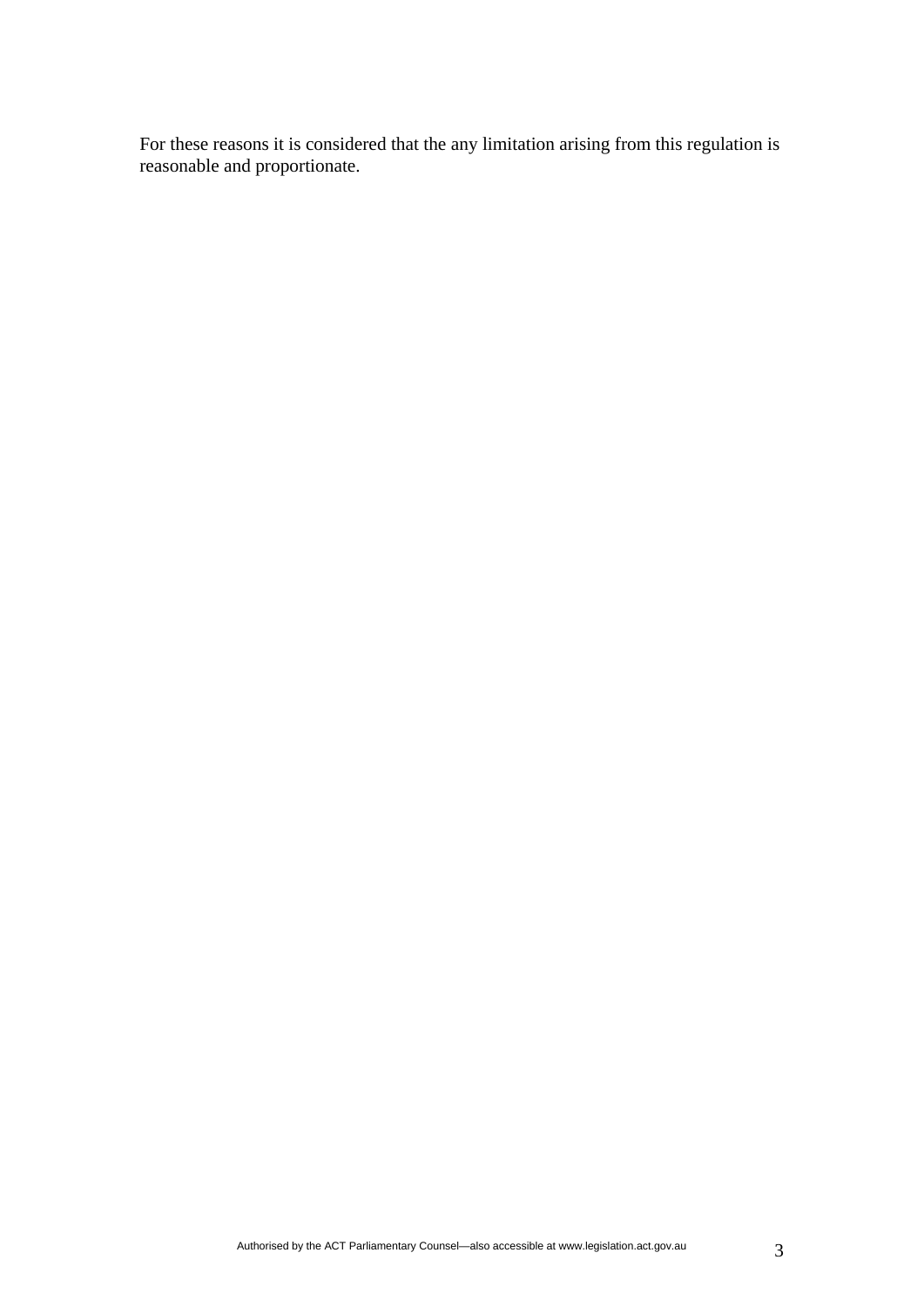For these reasons it is considered that the any limitation arising from this regulation is reasonable and proportionate.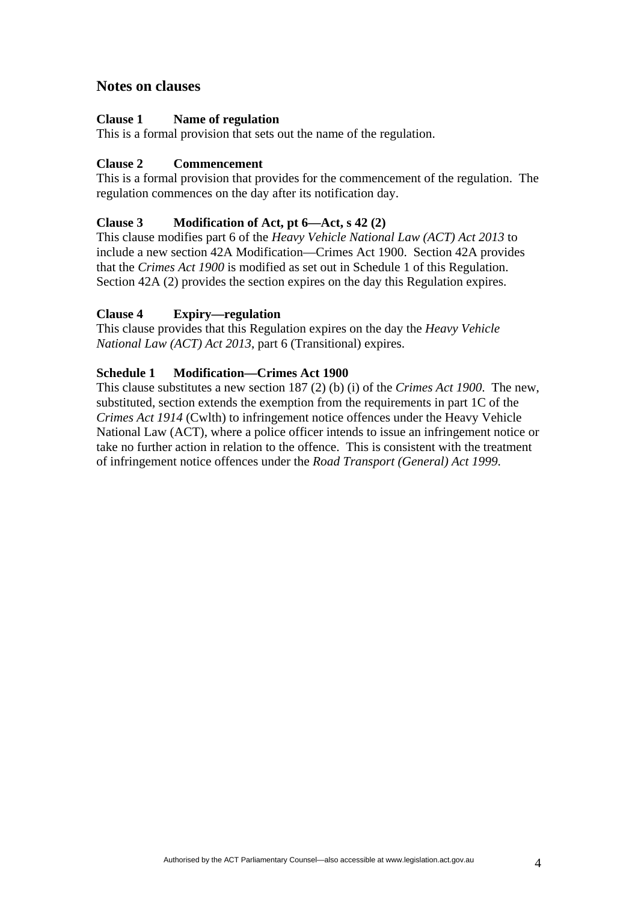## Notes on clauses

**Clause 1 Name of regulation**

This is a formal provision that sets out the name of the regulation.

**Clause 2 Commencement**

This is a formal provision that provides for the commencement of the regulation. The regulation commences on the day after its notification day.

**Clause 3 Modification of Act, pt 6—Act, s 42 (2)**

This clause modifies part 6 of the *Heavy Vehicle National Law (ACT) Act 2013* to include a new section 42A Modification—Crimes Act 1900. Section 42A provides that the *Crimes Act 1900* is modified as set out in Schedule 1 of this Regulation. Section 42A (2) provides the section expires on the day this Regulation expires.

**Clause 4 Expiry—regulation**

This clause provides that this Regulation expires on the day the *Heavy Vehicle National Law (ACT) Act 2013*, part 6 (Transitional) expires.

**Schedule 1 Modification—Crimes Act 1900**

This clause substitutes a new section 187 (2) (b) (i) of the *Crimes Act 1900*. The new, substituted, section extends the exemption from the requirements in part 1C of the *Crimes Act 1914* (Cwlth) to infringement notice offences under the Heavy Vehicle National Law (ACT), where a police officer intends to issue an infringement notice or take no further action in relation to the offence. This is consistent with the treatment of infringement notice offences under the *Road Transport (General) Act 1999*.